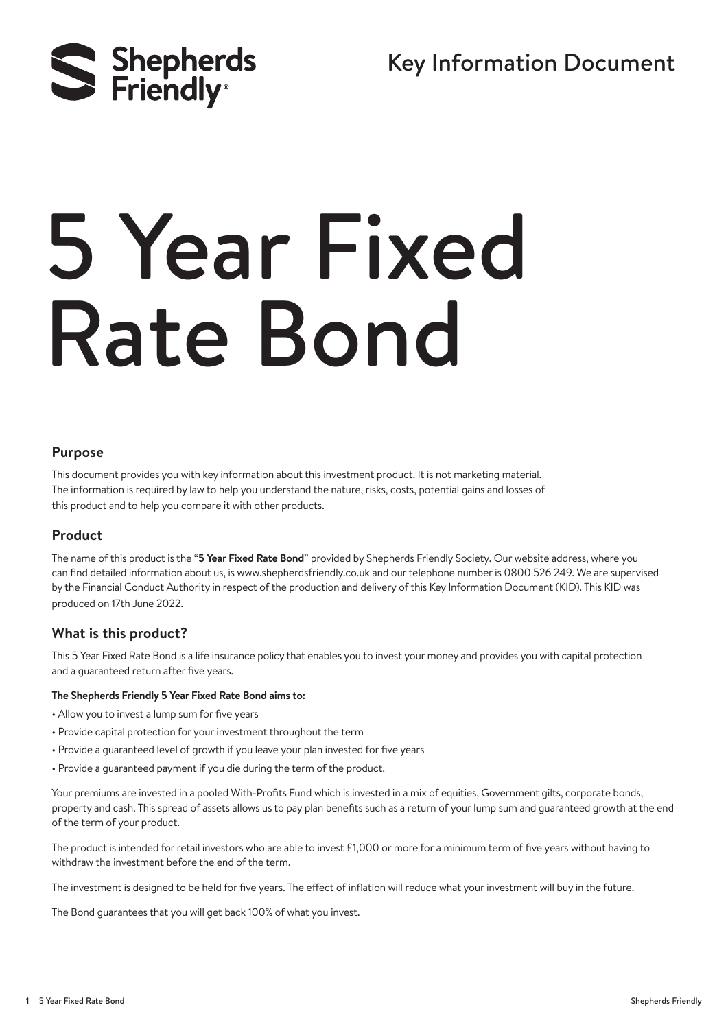Shepherds Friendly

Key Information Document

# 5 Year Fixed Rate Bond

## Purpose

This document provides you with key information about this investment product. It is not marketing material. The information is required by law to help you understand the nature, risks, costs, potential gains and losses of this product and to help you compare it with other products.

## Product

The name of this product is the "**5 Year Fixed Rate Bond**" provided by Shepherds Friendly Society. Our website address, where you can find detailed information about us, is www.shepherdsfriendly.co.uk and our telephone number is 0800 526 249. We are supervised by the Financial Conduct Authority in respect of the production and delivery of this Key Information Document (KID). This KID was produced on 17th June 2022.

## What is this product?

This 5 Year Fixed Rate Bond is a life insurance policy that enables you to invest your money and provides you with capital protection and a guaranteed return after five years.

**The Shepherds Friendly 5 Year Fixed Rate Bond aims to:**

- Allow you to invest a lump sum for five years
- Provide capital protection for your investment throughout the term
- Provide a guaranteed level of growth if you leave your plan invested for five years
- Provide a guaranteed payment if you die during the term of the product.

Your premiums are invested in a pooled With-Profits Fund which is invested in a mix of equities, Government gilts, corporate bonds, property and cash. This spread of assets allows us to pay plan benefits such as a return of your lump sum and guaranteed growth at the end of the term of your product.

The product is intended for retail investors who are able to invest £1,000 or more for a minimum term of five years without having to withdraw the investment before the end of the term.

The investment is designed to be held for five years. The effect of inflation will reduce what your investment will buy in the future.

The Bond guarantees that you will get back 100% of what you invest.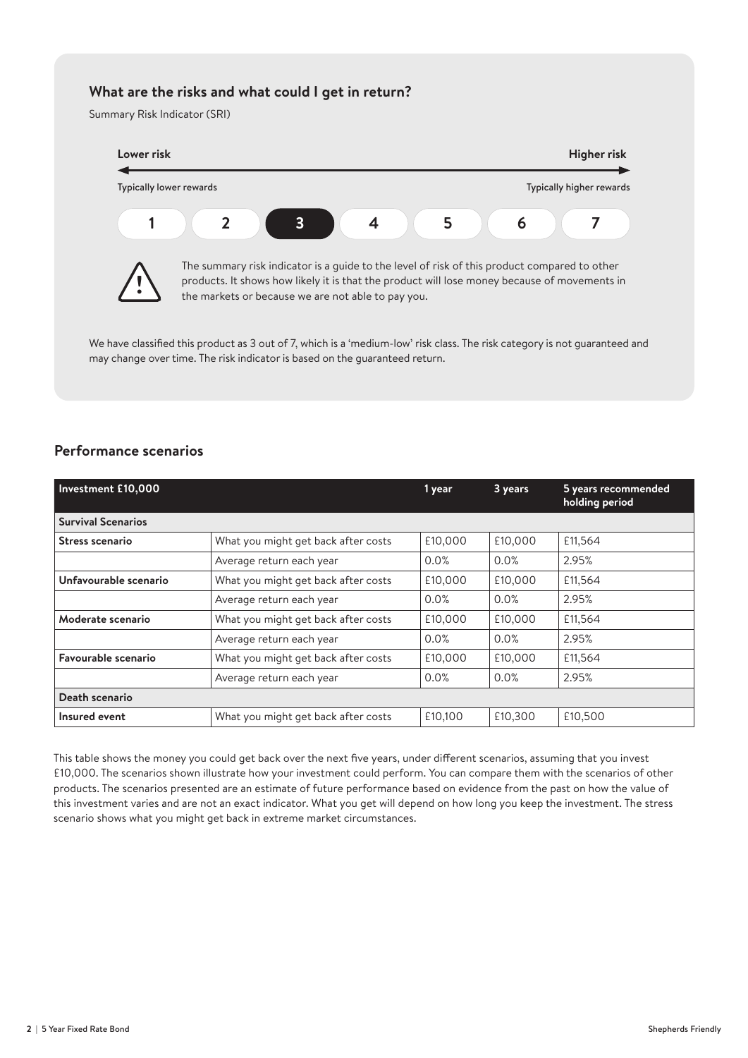## What are the risks and what could I get in return?

Summary Risk Indicator (SRI)

**Lower risk** — **Higher risk**

Typically lower rewards — Typically higher rewards

| 1 | 2 | **3** | 4 | 5 | 6 | 7 |
|---|---|---|---|---|---|---|

The summary risk indicator is a guide to the level of risk of this product compared to other products. It shows how likely it is that the product will lose money because of movements in the markets or because we are not able to pay you.

We have classified this product as 3 out of 7, which is a 'medium-low' risk class. The risk category is not guaranteed and may change over time. The risk indicator is based on the guaranteed return.

## Performance scenarios

| Investment £10,000 | | 1 year | 3 years | 5 years recommended holding period |
|---|---|---|---|---|
| **Survival Scenarios** | | | | |
| **Stress scenario** | What you might get back after costs | £10,000 | £10,000 | £11,564 |
| | Average return each year | 0.0% | 0.0% | 2.95% |
| **Unfavourable scenario** | What you might get back after costs | £10,000 | £10,000 | £11,564 |
| | Average return each year | 0.0% | 0.0% | 2.95% |
| **Moderate scenario** | What you might get back after costs | £10,000 | £10,000 | £11,564 |
| | Average return each year | 0.0% | 0.0% | 2.95% |
| **Favourable scenario** | What you might get back after costs | £10,000 | £10,000 | £11,564 |
| | Average return each year | 0.0% | 0.0% | 2.95% |
| **Death scenario** | | | | |
| **Insured event** | What you might get back after costs | £10,100 | £10,300 | £10,500 |

This table shows the money you could get back over the next five years, under different scenarios, assuming that you invest £10,000. The scenarios shown illustrate how your investment could perform. You can compare them with the scenarios of other products. The scenarios presented are an estimate of future performance based on evidence from the past on how the value of this investment varies and are not an exact indicator. What you get will depend on how long you keep the investment. The stress scenario shows what you might get back in extreme market circumstances.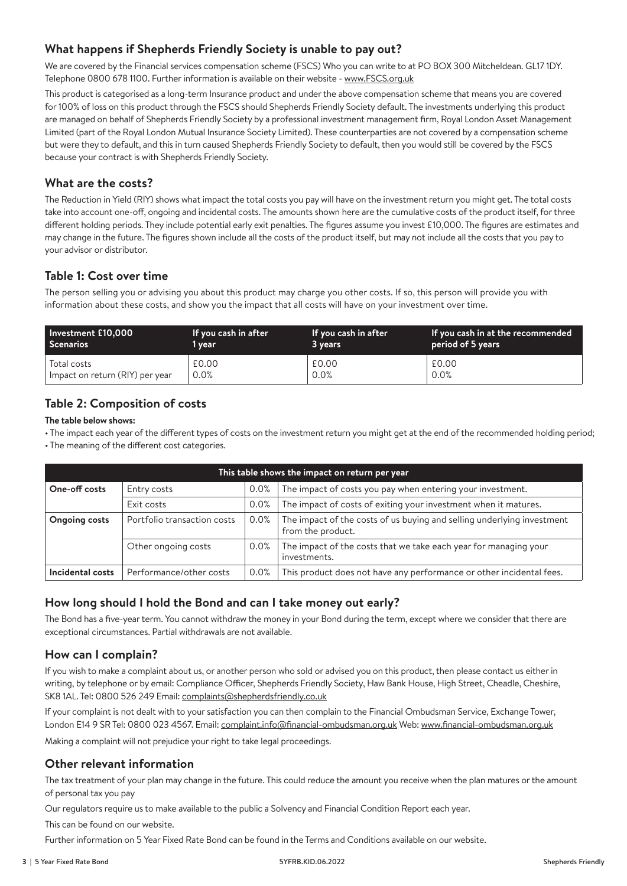## What happens if Shepherds Friendly Society is unable to pay out?

We are covered by the Financial services compensation scheme (FSCS) Who you can write to at PO BOX 300 Mitcheldean. GL17 1DY. Telephone 0800 678 1100. Further information is available on their website - www.FSCS.org.uk

This product is categorised as a long-term Insurance product and under the above compensation scheme that means you are covered for 100% of loss on this product through the FSCS should Shepherds Friendly Society default. The investments underlying this product are managed on behalf of Shepherds Friendly Society by a professional investment management firm, Royal London Asset Management Limited (part of the Royal London Mutual Insurance Society Limited). These counterparties are not covered by a compensation scheme but were they to default, and this in turn caused Shepherds Friendly Society to default, then you would still be covered by the FSCS because your contract is with Shepherds Friendly Society.

## What are the costs?

The Reduction in Yield (RIY) shows what impact the total costs you pay will have on the investment return you might get. The total costs take into account one-off, ongoing and incidental costs. The amounts shown here are the cumulative costs of the product itself, for three different holding periods. They include potential early exit penalties. The figures assume you invest £10,000. The figures are estimates and may change in the future. The figures shown include all the costs of the product itself, but may not include all the costs that you pay to your advisor or distributor.

## Table 1: Cost over time

The person selling you or advising you about this product may charge you other costs. If so, this person will provide you with information about these costs, and show you the impact that all costs will have on your investment over time.

| Investment £10,000 Scenarios | If you cash in after 1 year | If you cash in after 3 years | If you cash in at the recommended period of 5 years |
|---|---|---|---|
| Total costs | £0.00 | £0.00 | £0.00 |
| Impact on return (RIY) per year | 0.0% | 0.0% | 0.0% |

## Table 2: Composition of costs

**The table below shows:**

- The impact each year of the different types of costs on the investment return you might get at the end of the recommended holding period;
- The meaning of the different cost categories.

| This table shows the impact on return per year | | | |
|---|---|---|---|
| **One-off costs** | Entry costs | 0.0% | The impact of costs you pay when entering your investment. |
| | Exit costs | 0.0% | The impact of costs of exiting your investment when it matures. |
| **Ongoing costs** | Portfolio transaction costs | 0.0% | The impact of the costs of us buying and selling underlying investment from the product. |
| | Other ongoing costs | 0.0% | The impact of the costs that we take each year for managing your investments. |
| **Incidental costs** | Performance/other costs | 0.0% | This product does not have any performance or other incidental fees. |

## How long should I hold the Bond and can I take money out early?

The Bond has a five-year term. You cannot withdraw the money in your Bond during the term, except where we consider that there are exceptional circumstances. Partial withdrawals are not available.

## How can I complain?

If you wish to make a complaint about us, or another person who sold or advised you on this product, then please contact us either in writing, by telephone or by email: Compliance Officer, Shepherds Friendly Society, Haw Bank House, High Street, Cheadle, Cheshire, SK8 1AL. Tel: 0800 526 249 Email: complaints@shepherdsfriendly.co.uk

If your complaint is not dealt with to your satisfaction you can then complain to the Financial Ombudsman Service, Exchange Tower, London E14 9 SR Tel: 0800 023 4567. Email: complaint.info@financial-ombudsman.org.uk Web: www.financial-ombudsman.org.uk

Making a complaint will not prejudice your right to take legal proceedings.

## Other relevant information

The tax treatment of your plan may change in the future. This could reduce the amount you receive when the plan matures or the amount of personal tax you pay

Our regulators require us to make available to the public a Solvency and Financial Condition Report each year.

This can be found on our website.

Further information on 5 Year Fixed Rate Bond can be found in the Terms and Conditions available on our website.